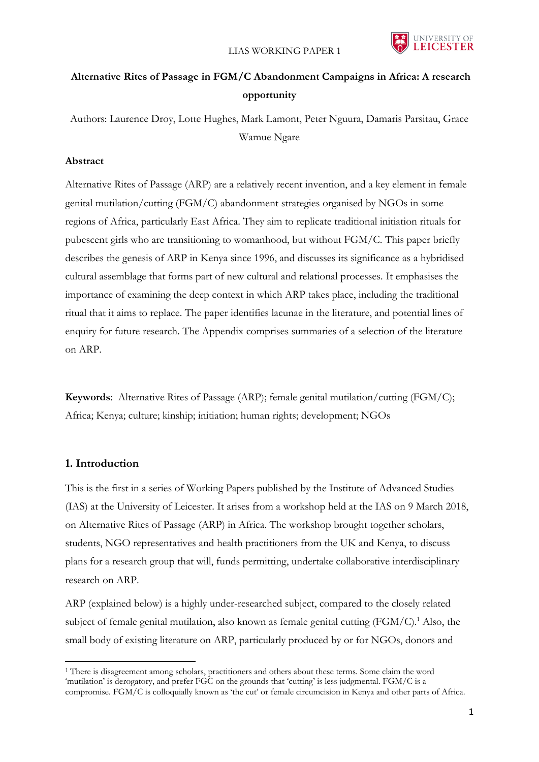# Alternative Rites of Passage in FGM/C Abandonment Campaigns in Africa: A research opportunity

Authors: Laurence Droy, Lotte Hughes, Mark Lamont, Peter Nguura, Damaris Parsitau, Grace Wamue Ngare

**Abstract**

Alternative Rites of Passage (ARP) are a relatively recent invention, and a key element in female genital mutilation/cutting (FGM/C) abandonment strategies organised by NGOs in some regions of Africa, particularly East Africa. They aim to replicate traditional initiation rituals for pubescent girls who are transitioning to womanhood, but without FGM/C. This paper briefly describes the genesis of ARP in Kenya since 1996, and discusses its significance as a hybridised cultural assemblage that forms part of new cultural and relational processes. It emphasises the importance of examining the deep context in which ARP takes place, including the traditional ritual that it aims to replace. The paper identifies lacunae in the literature, and potential lines of enquiry for future research. The Appendix comprises summaries of a selection of the literature on ARP.

**Keywords**: Alternative Rites of Passage (ARP); female genital mutilation/cutting (FGM/C); Africa; Kenya; culture; kinship; initiation; human rights; development; NGOs

## 1. Introduction

This is the first in a series of Working Papers published by the Institute of Advanced Studies (IAS) at the University of Leicester. It arises from a workshop held at the IAS on 9 March 2018, on Alternative Rites of Passage (ARP) in Africa. The workshop brought together scholars, students, NGO representatives and health practitioners from the UK and Kenya, to discuss plans for a research group that will, funds permitting, undertake collaborative interdisciplinary research on ARP.

ARP (explained below) is a highly under-researched subject, compared to the closely related subject of female genital mutilation, also known as female genital cutting (FGM/C).[1] Also, the small body of existing literature on ARP, particularly produced by or for NGOs, donors and

[1] There is disagreement among scholars, practitioners and others about these terms. Some claim the word 'mutilation' is derogatory, and prefer FGC on the grounds that 'cutting' is less judgmental. FGM/C is a compromise. FGM/C is colloquially known as 'the cut' or female circumcision in Kenya and other parts of Africa.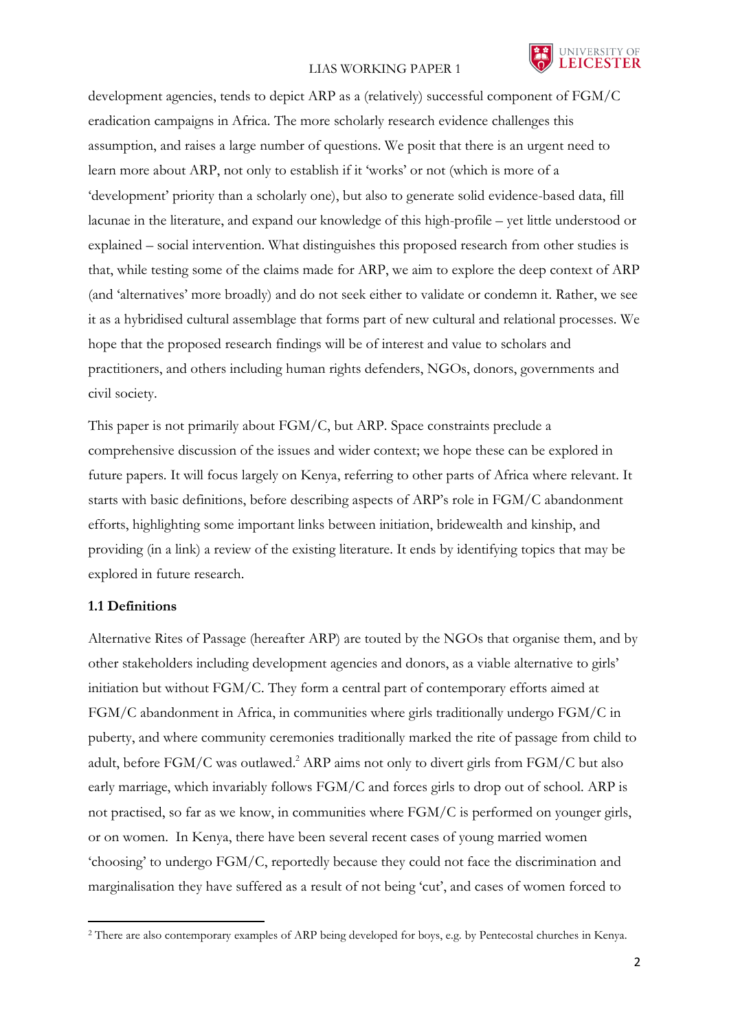development agencies, tends to depict ARP as a (relatively) successful component of FGM/C eradication campaigns in Africa. The more scholarly research evidence challenges this assumption, and raises a large number of questions. We posit that there is an urgent need to learn more about ARP, not only to establish if it 'works' or not (which is more of a 'development' priority than a scholarly one), but also to generate solid evidence-based data, fill lacunae in the literature, and expand our knowledge of this high-profile – yet little understood or explained – social intervention. What distinguishes this proposed research from other studies is that, while testing some of the claims made for ARP, we aim to explore the deep context of ARP (and 'alternatives' more broadly) and do not seek either to validate or condemn it. Rather, we see it as a hybridised cultural assemblage that forms part of new cultural and relational processes. We hope that the proposed research findings will be of interest and value to scholars and practitioners, and others including human rights defenders, NGOs, donors, governments and civil society.

This paper is not primarily about FGM/C, but ARP. Space constraints preclude a comprehensive discussion of the issues and wider context; we hope these can be explored in future papers. It will focus largely on Kenya, referring to other parts of Africa where relevant. It starts with basic definitions, before describing aspects of ARP's role in FGM/C abandonment efforts, highlighting some important links between initiation, bridewealth and kinship, and providing (in a link) a review of the existing literature. It ends by identifying topics that may be explored in future research.

### 1.1 Definitions

Alternative Rites of Passage (hereafter ARP) are touted by the NGOs that organise them, and by other stakeholders including development agencies and donors, as a viable alternative to girls' initiation but without FGM/C. They form a central part of contemporary efforts aimed at FGM/C abandonment in Africa, in communities where girls traditionally undergo FGM/C in puberty, and where community ceremonies traditionally marked the rite of passage from child to adult, before FGM/C was outlawed.[2] ARP aims not only to divert girls from FGM/C but also early marriage, which invariably follows FGM/C and forces girls to drop out of school. ARP is not practised, so far as we know, in communities where FGM/C is performed on younger girls, or on women. In Kenya, there have been several recent cases of young married women 'choosing' to undergo FGM/C, reportedly because they could not face the discrimination and marginalisation they have suffered as a result of not being 'cut', and cases of women forced to

[2] There are also contemporary examples of ARP being developed for boys, e.g. by Pentecostal churches in Kenya.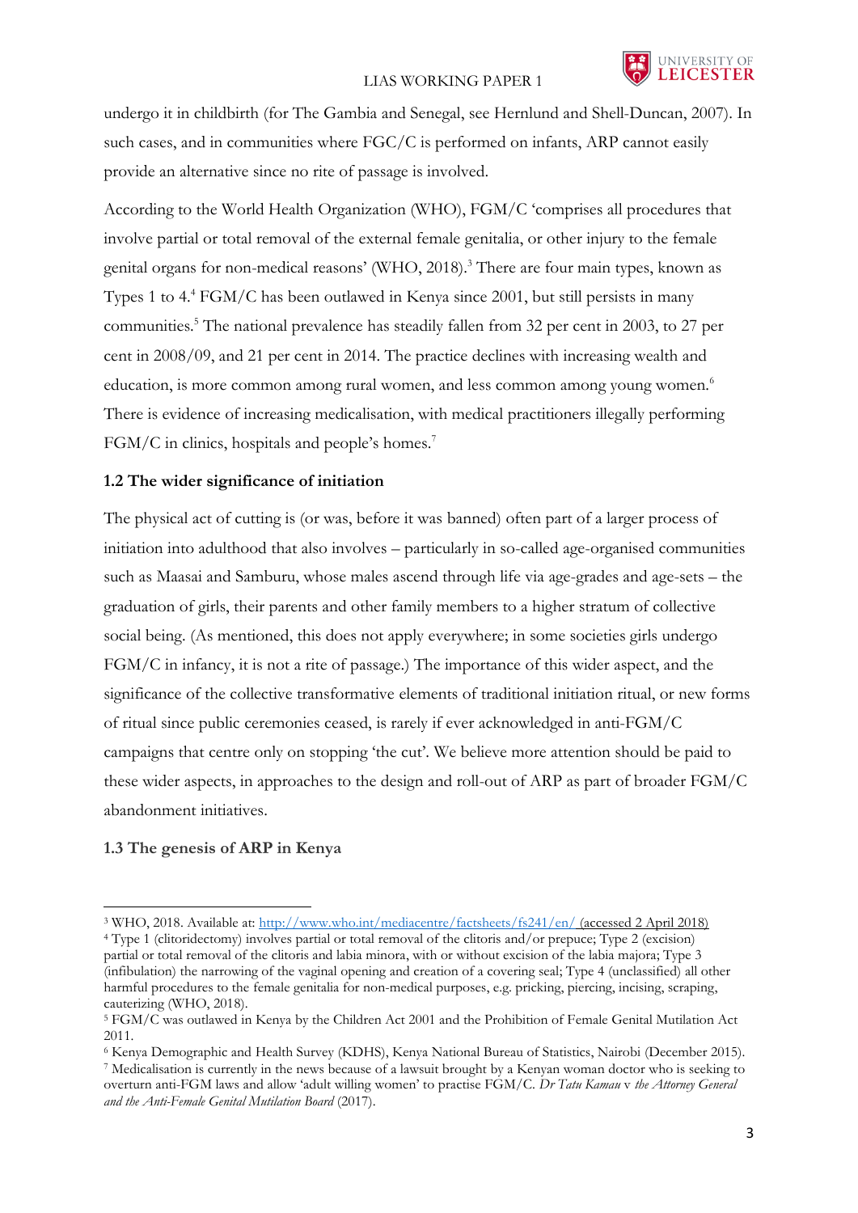undergo it in childbirth (for The Gambia and Senegal, see Hernlund and Shell-Duncan, 2007). In such cases, and in communities where FGC/C is performed on infants, ARP cannot easily provide an alternative since no rite of passage is involved.

According to the World Health Organization (WHO), FGM/C 'comprises all procedures that involve partial or total removal of the external female genitalia, or other injury to the female genital organs for non-medical reasons' (WHO, 2018).[3] There are four main types, known as Types 1 to 4.[4] FGM/C has been outlawed in Kenya since 2001, but still persists in many communities.[5] The national prevalence has steadily fallen from 32 per cent in 2003, to 27 per cent in 2008/09, and 21 per cent in 2014. The practice declines with increasing wealth and education, is more common among rural women, and less common among young women.[6] There is evidence of increasing medicalisation, with medical practitioners illegally performing FGM/C in clinics, hospitals and people's homes.[7]

### 1.2 The wider significance of initiation

The physical act of cutting is (or was, before it was banned) often part of a larger process of initiation into adulthood that also involves – particularly in so-called age-organised communities such as Maasai and Samburu, whose males ascend through life via age-grades and age-sets – the graduation of girls, their parents and other family members to a higher stratum of collective social being. (As mentioned, this does not apply everywhere; in some societies girls undergo FGM/C in infancy, it is not a rite of passage.) The importance of this wider aspect, and the significance of the collective transformative elements of traditional initiation ritual, or new forms of ritual since public ceremonies ceased, is rarely if ever acknowledged in anti-FGM/C campaigns that centre only on stopping 'the cut'. We believe more attention should be paid to these wider aspects, in approaches to the design and roll-out of ARP as part of broader FGM/C abandonment initiatives.

### 1.3 The genesis of ARP in Kenya

---

[3] WHO, 2018. Available at: http://www.who.int/mediacentre/factsheets/fs241/en/ (accessed 2 April 2018)

[4] Type 1 (clitoridectomy) involves partial or total removal of the clitoris and/or prepuce; Type 2 (excision) partial or total removal of the clitoris and labia minora, with or without excision of the labia majora; Type 3 (infibulation) the narrowing of the vaginal opening and creation of a covering seal; Type 4 (unclassified) all other harmful procedures to the female genitalia for non-medical purposes, e.g. pricking, piercing, incising, scraping, cauterizing (WHO, 2018).

[5] FGM/C was outlawed in Kenya by the Children Act 2001 and the Prohibition of Female Genital Mutilation Act 2011.

[6] Kenya Demographic and Health Survey (KDHS), Kenya National Bureau of Statistics, Nairobi (December 2015).

[7] Medicalisation is currently in the news because of a lawsuit brought by a Kenyan woman doctor who is seeking to overturn anti-FGM laws and allow 'adult willing women' to practise FGM/C. *Dr Tatu Kamau* v *the Attorney General and the Anti-Female Genital Mutilation Board* (2017).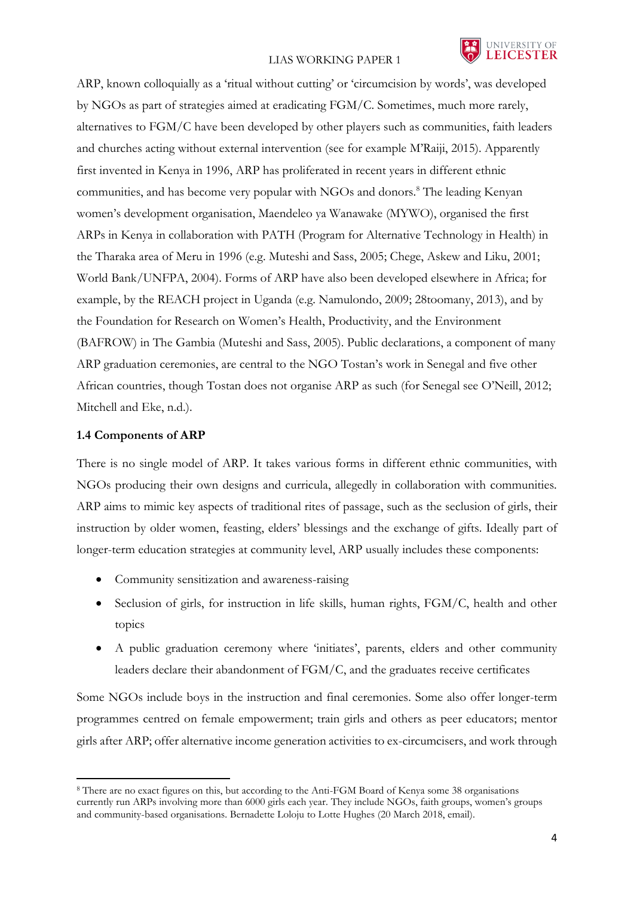ARP, known colloquially as a 'ritual without cutting' or 'circumcision by words', was developed by NGOs as part of strategies aimed at eradicating FGM/C. Sometimes, much more rarely, alternatives to FGM/C have been developed by other players such as communities, faith leaders and churches acting without external intervention (see for example M'Raiji, 2015). Apparently first invented in Kenya in 1996, ARP has proliferated in recent years in different ethnic communities, and has become very popular with NGOs and donors.[8] The leading Kenyan women's development organisation, Maendeleo ya Wanawake (MYWO), organised the first ARPs in Kenya in collaboration with PATH (Program for Alternative Technology in Health) in the Tharaka area of Meru in 1996 (e.g. Muteshi and Sass, 2005; Chege, Askew and Liku, 2001; World Bank/UNFPA, 2004). Forms of ARP have also been developed elsewhere in Africa; for example, by the REACH project in Uganda (e.g. Namulondo, 2009; 28toomany, 2013), and by the Foundation for Research on Women's Health, Productivity, and the Environment (BAFROW) in The Gambia (Muteshi and Sass, 2005). Public declarations, a component of many ARP graduation ceremonies, are central to the NGO Tostan's work in Senegal and five other African countries, though Tostan does not organise ARP as such (for Senegal see O'Neill, 2012; Mitchell and Eke, n.d.).

### 1.4 Components of ARP

There is no single model of ARP. It takes various forms in different ethnic communities, with NGOs producing their own designs and curricula, allegedly in collaboration with communities. ARP aims to mimic key aspects of traditional rites of passage, such as the seclusion of girls, their instruction by older women, feasting, elders' blessings and the exchange of gifts. Ideally part of longer-term education strategies at community level, ARP usually includes these components:

- Community sensitization and awareness-raising
- Seclusion of girls, for instruction in life skills, human rights, FGM/C, health and other topics
- A public graduation ceremony where 'initiates', parents, elders and other community leaders declare their abandonment of FGM/C, and the graduates receive certificates

Some NGOs include boys in the instruction and final ceremonies. Some also offer longer-term programmes centred on female empowerment; train girls and others as peer educators; mentor girls after ARP; offer alternative income generation activities to ex-circumcisers, and work through

[8] There are no exact figures on this, but according to the Anti-FGM Board of Kenya some 38 organisations currently run ARPs involving more than 6000 girls each year. They include NGOs, faith groups, women's groups and community-based organisations. Bernadette Loloju to Lotte Hughes (20 March 2018, email).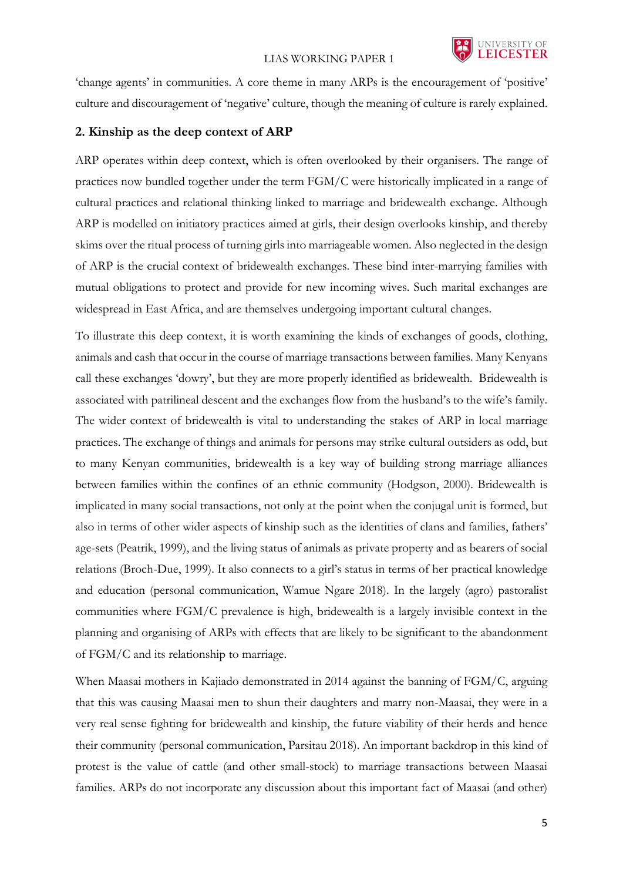'change agents' in communities. A core theme in many ARPs is the encouragement of 'positive' culture and discouragement of 'negative' culture, though the meaning of culture is rarely explained.

## 2. Kinship as the deep context of ARP

ARP operates within deep context, which is often overlooked by their organisers. The range of practices now bundled together under the term FGM/C were historically implicated in a range of cultural practices and relational thinking linked to marriage and bridewealth exchange. Although ARP is modelled on initiatory practices aimed at girls, their design overlooks kinship, and thereby skims over the ritual process of turning girls into marriageable women. Also neglected in the design of ARP is the crucial context of bridewealth exchanges. These bind inter-marrying families with mutual obligations to protect and provide for new incoming wives. Such marital exchanges are widespread in East Africa, and are themselves undergoing important cultural changes.

To illustrate this deep context, it is worth examining the kinds of exchanges of goods, clothing, animals and cash that occur in the course of marriage transactions between families. Many Kenyans call these exchanges 'dowry', but they are more properly identified as bridewealth. Bridewealth is associated with patrilineal descent and the exchanges flow from the husband's to the wife's family. The wider context of bridewealth is vital to understanding the stakes of ARP in local marriage practices. The exchange of things and animals for persons may strike cultural outsiders as odd, but to many Kenyan communities, bridewealth is a key way of building strong marriage alliances between families within the confines of an ethnic community (Hodgson, 2000). Bridewealth is implicated in many social transactions, not only at the point when the conjugal unit is formed, but also in terms of other wider aspects of kinship such as the identities of clans and families, fathers' age-sets (Peatrik, 1999), and the living status of animals as private property and as bearers of social relations (Broch-Due, 1999). It also connects to a girl's status in terms of her practical knowledge and education (personal communication, Wamue Ngare 2018). In the largely (agro) pastoralist communities where FGM/C prevalence is high, bridewealth is a largely invisible context in the planning and organising of ARPs with effects that are likely to be significant to the abandonment of FGM/C and its relationship to marriage.

When Maasai mothers in Kajiado demonstrated in 2014 against the banning of FGM/C, arguing that this was causing Maasai men to shun their daughters and marry non-Maasai, they were in a very real sense fighting for bridewealth and kinship, the future viability of their herds and hence their community (personal communication, Parsitau 2018). An important backdrop in this kind of protest is the value of cattle (and other small-stock) to marriage transactions between Maasai families. ARPs do not incorporate any discussion about this important fact of Maasai (and other)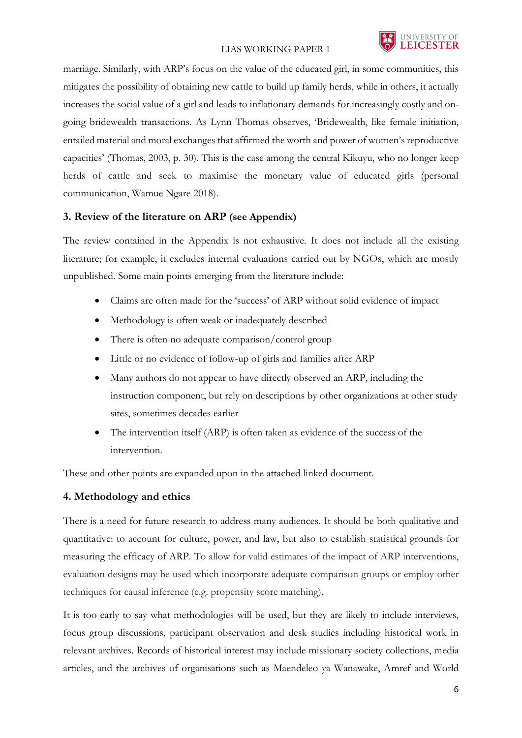marriage. Similarly, with ARP's focus on the value of the educated girl, in some communities, this mitigates the possibility of obtaining new cattle to build up family herds, while in others, it actually increases the social value of a girl and leads to inflationary demands for increasingly costly and on-going bridewealth transactions. As Lynn Thomas observes, 'Bridewealth, like female initiation, entailed material and moral exchanges that affirmed the worth and power of women's reproductive capacities' (Thomas, 2003, p. 30). This is the case among the central Kikuyu, who no longer keep herds of cattle and seek to maximise the monetary value of educated girls (personal communication, Wamue Ngare 2018).

## 3. Review of the literature on ARP (see Appendix)

The review contained in the Appendix is not exhaustive. It does not include all the existing literature; for example, it excludes internal evaluations carried out by NGOs, which are mostly unpublished. Some main points emerging from the literature include:

- Claims are often made for the 'success' of ARP without solid evidence of impact
- Methodology is often weak or inadequately described
- There is often no adequate comparison/control group
- Little or no evidence of follow-up of girls and families after ARP
- Many authors do not appear to have directly observed an ARP, including the instruction component, but rely on descriptions by other organizations at other study sites, sometimes decades earlier
- The intervention itself (ARP) is often taken as evidence of the success of the intervention.

These and other points are expanded upon in the attached linked document.

## 4. Methodology and ethics

There is a need for future research to address many audiences. It should be both qualitative and quantitative: to account for culture, power, and law, but also to establish statistical grounds for measuring the efficacy of ARP. To allow for valid estimates of the impact of ARP interventions, evaluation designs may be used which incorporate adequate comparison groups or employ other techniques for causal inference (e.g. propensity score matching).

It is too early to say what methodologies will be used, but they are likely to include interviews, focus group discussions, participant observation and desk studies including historical work in relevant archives. Records of historical interest may include missionary society collections, media articles, and the archives of organisations such as Maendeleo ya Wanawake, Amref and World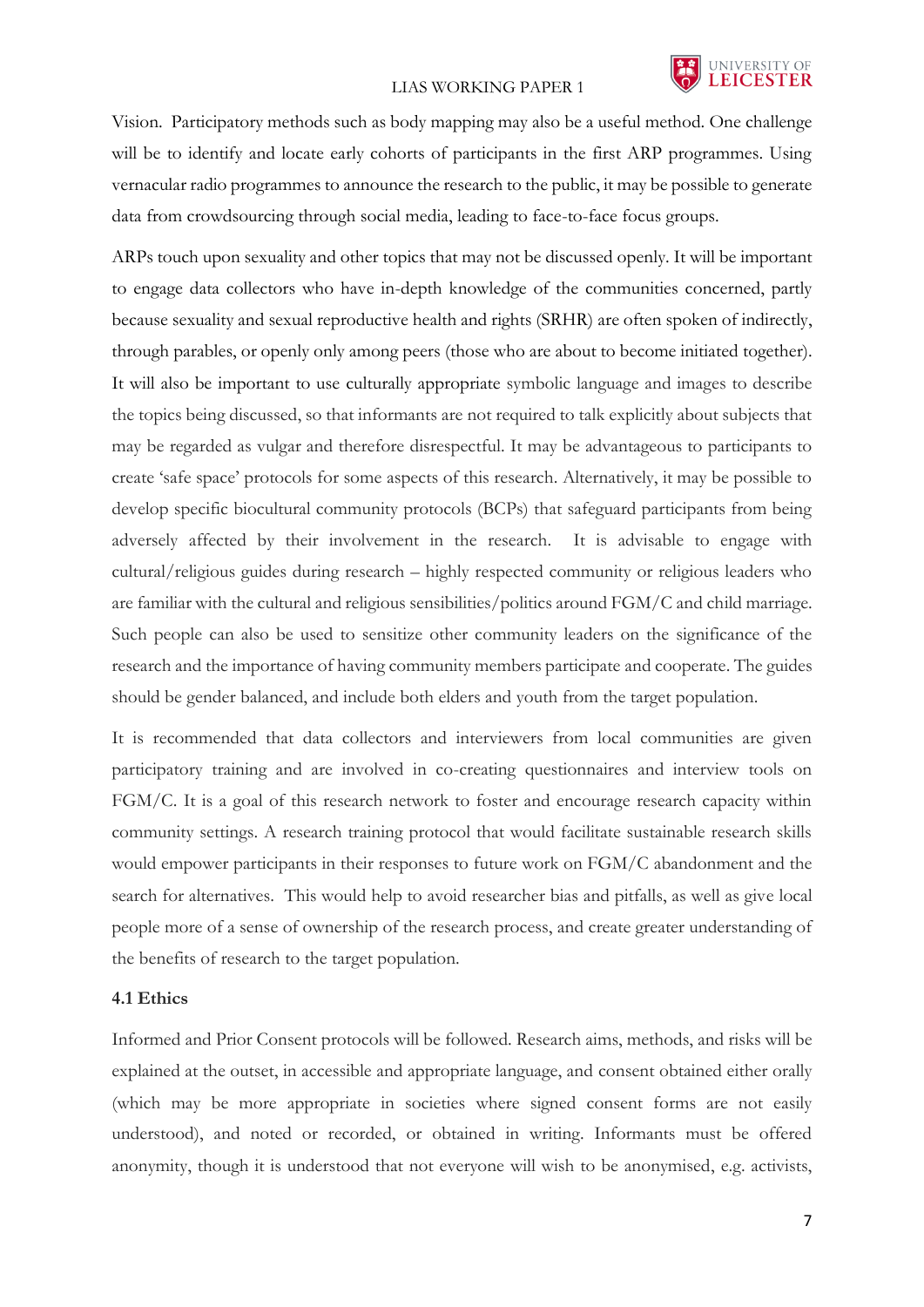Vision. Participatory methods such as body mapping may also be a useful method. One challenge will be to identify and locate early cohorts of participants in the first ARP programmes. Using vernacular radio programmes to announce the research to the public, it may be possible to generate data from crowdsourcing through social media, leading to face-to-face focus groups.

ARPs touch upon sexuality and other topics that may not be discussed openly. It will be important to engage data collectors who have in-depth knowledge of the communities concerned, partly because sexuality and sexual reproductive health and rights (SRHR) are often spoken of indirectly, through parables, or openly only among peers (those who are about to become initiated together). It will also be important to use culturally appropriate symbolic language and images to describe the topics being discussed, so that informants are not required to talk explicitly about subjects that may be regarded as vulgar and therefore disrespectful. It may be advantageous to participants to create 'safe space' protocols for some aspects of this research. Alternatively, it may be possible to develop specific biocultural community protocols (BCPs) that safeguard participants from being adversely affected by their involvement in the research. It is advisable to engage with cultural/religious guides during research – highly respected community or religious leaders who are familiar with the cultural and religious sensibilities/politics around FGM/C and child marriage. Such people can also be used to sensitize other community leaders on the significance of the research and the importance of having community members participate and cooperate. The guides should be gender balanced, and include both elders and youth from the target population.

It is recommended that data collectors and interviewers from local communities are given participatory training and are involved in co-creating questionnaires and interview tools on FGM/C. It is a goal of this research network to foster and encourage research capacity within community settings. A research training protocol that would facilitate sustainable research skills would empower participants in their responses to future work on FGM/C abandonment and the search for alternatives. This would help to avoid researcher bias and pitfalls, as well as give local people more of a sense of ownership of the research process, and create greater understanding of the benefits of research to the target population.

### 4.1 Ethics

Informed and Prior Consent protocols will be followed. Research aims, methods, and risks will be explained at the outset, in accessible and appropriate language, and consent obtained either orally (which may be more appropriate in societies where signed consent forms are not easily understood), and noted or recorded, or obtained in writing. Informants must be offered anonymity, though it is understood that not everyone will wish to be anonymised, e.g. activists,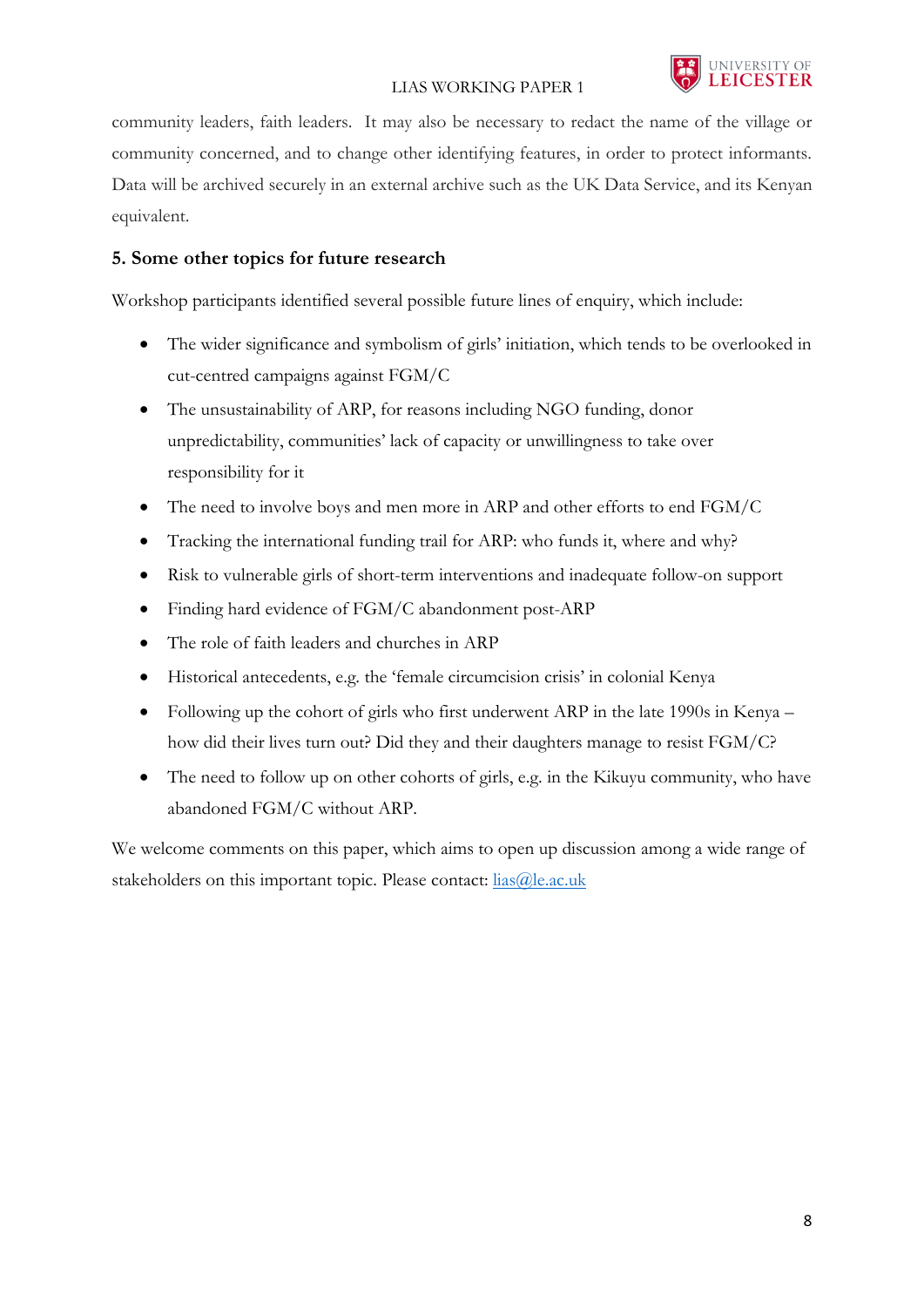community leaders, faith leaders. It may also be necessary to redact the name of the village or community concerned, and to change other identifying features, in order to protect informants. Data will be archived securely in an external archive such as the UK Data Service, and its Kenyan equivalent.

## 5. Some other topics for future research

Workshop participants identified several possible future lines of enquiry, which include:

- The wider significance and symbolism of girls' initiation, which tends to be overlooked in cut-centred campaigns against FGM/C
- The unsustainability of ARP, for reasons including NGO funding, donor unpredictability, communities' lack of capacity or unwillingness to take over responsibility for it
- The need to involve boys and men more in ARP and other efforts to end FGM/C
- Tracking the international funding trail for ARP: who funds it, where and why?
- Risk to vulnerable girls of short-term interventions and inadequate follow-on support
- Finding hard evidence of FGM/C abandonment post-ARP
- The role of faith leaders and churches in ARP
- Historical antecedents, e.g. the 'female circumcision crisis' in colonial Kenya
- Following up the cohort of girls who first underwent ARP in the late 1990s in Kenya – how did their lives turn out? Did they and their daughters manage to resist FGM/C?
- The need to follow up on other cohorts of girls, e.g. in the Kikuyu community, who have abandoned FGM/C without ARP.

We welcome comments on this paper, which aims to open up discussion among a wide range of stakeholders on this important topic. Please contact: lias@le.ac.uk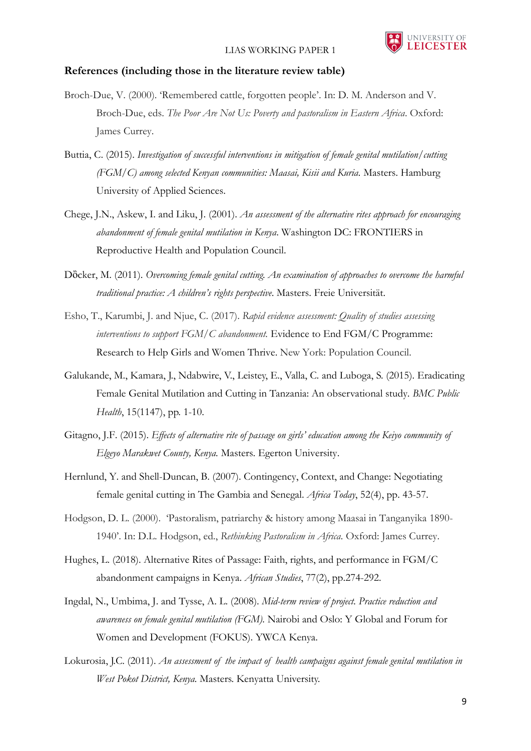**References (including those in the literature review table)**

Broch-Due, V. (2000). 'Remembered cattle, forgotten people'. In: D. M. Anderson and V. Broch-Due, eds. *The Poor Are Not Us: Poverty and pastoralism in Eastern Africa*. Oxford: James Currey.

Buttia, C. (2015). *Investigation of successful interventions in mitigation of female genital mutilation/cutting (FGM/C) among selected Kenyan communities: Maasai, Kisii and Kuria.* Masters. Hamburg University of Applied Sciences.

Chege, J.N., Askew, I. and Liku, J. (2001). *An assessment of the alternative rites approach for encouraging abandonment of female genital mutilation in Kenya*. Washington DC: FRONTIERS in Reproductive Health and Population Council.

Döcker, M. (2011). *Overcoming female genital cutting. An examination of approaches to overcome the harmful traditional practice: A children's rights perspective*. Masters. Freie Universität.

Esho, T., Karumbi, J. and Njue, C. (2017). *Rapid evidence assessment: Quality of studies assessing interventions to support FGM/C abandonment.* Evidence to End FGM/C Programme: Research to Help Girls and Women Thrive. New York: Population Council.

Galukande, M., Kamara, J., Ndabwire, V., Leistey, E., Valla, C. and Luboga, S. (2015). Eradicating Female Genital Mutilation and Cutting in Tanzania: An observational study. *BMC Public Health*, 15(1147), pp. 1-10.

Gitagno, J.F. (2015). *Effects of alternative rite of passage on girls' education among the Keiyo community of Elgeyo Marakwet County, Kenya.* Masters. Egerton University.

Hernlund, Y. and Shell-Duncan, B. (2007). Contingency, Context, and Change: Negotiating female genital cutting in The Gambia and Senegal. *Africa Today*, 52(4), pp. 43-57.

Hodgson, D. L. (2000). 'Pastoralism, patriarchy & history among Maasai in Tanganyika 1890-1940'. In: D.L. Hodgson, ed., *Rethinking Pastoralism in Africa.* Oxford: James Currey.

Hughes, L. (2018). Alternative Rites of Passage: Faith, rights, and performance in FGM/C abandonment campaigns in Kenya. *African Studies*, 77(2), pp.274-292.

Ingdal, N., Umbima, J. and Tysse, A. L. (2008). *Mid-term review of project. Practice reduction and awareness on female genital mutilation (FGM).* Nairobi and Oslo: Y Global and Forum for Women and Development (FOKUS). YWCA Kenya.

Lokurosia, J.C. (2011). *An assessment of the impact of health campaigns against female genital mutilation in West Pokot District, Kenya.* Masters. Kenyatta University.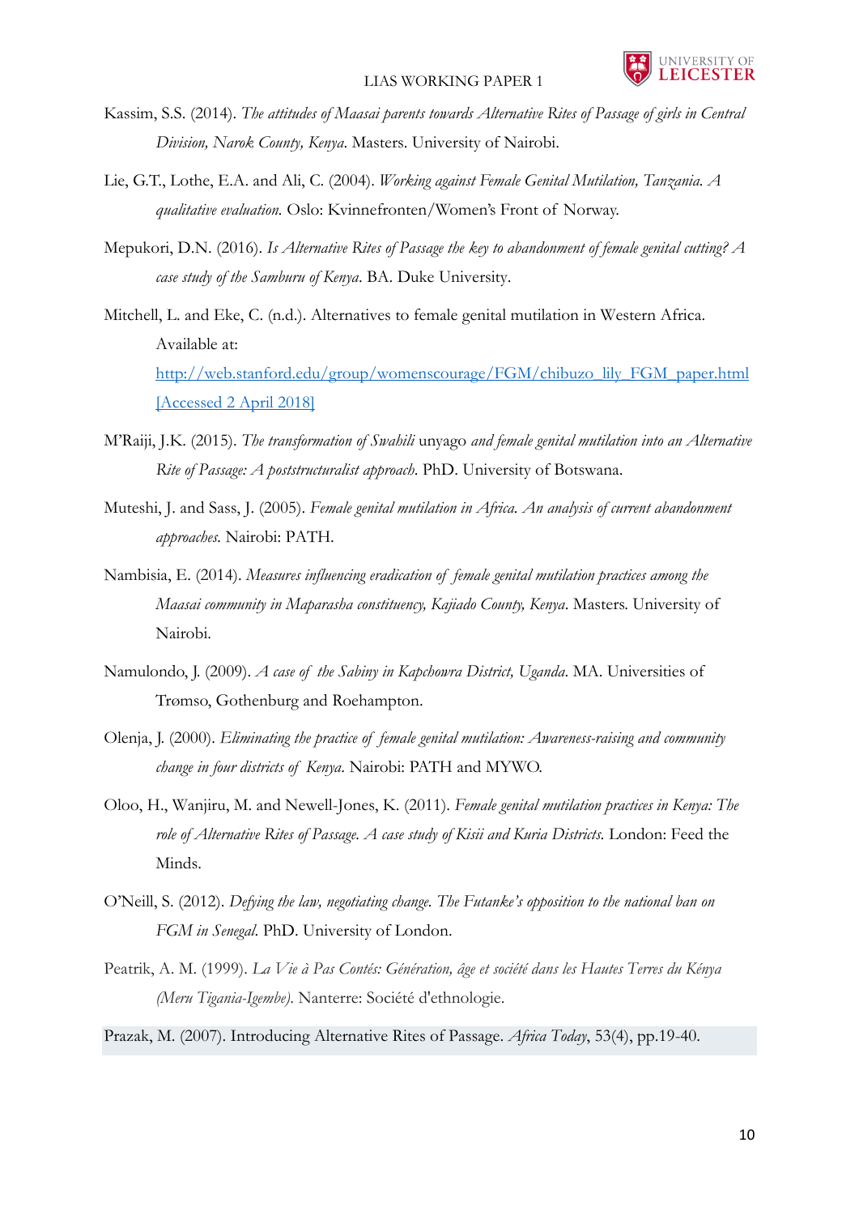Kassim, S.S. (2014). *The attitudes of Maasai parents towards Alternative Rites of Passage of girls in Central Division, Narok County, Kenya*. Masters. University of Nairobi.

Lie, G.T., Lothe, E.A. and Ali, C. (2004). *Working against Female Genital Mutilation, Tanzania. A qualitative evaluation.* Oslo: Kvinnefronten/Women's Front of Norway.

Mepukori, D.N. (2016). *Is Alternative Rites of Passage the key to abandonment of female genital cutting? A case study of the Samburu of Kenya*. BA. Duke University.

Mitchell, L. and Eke, C. (n.d.). Alternatives to female genital mutilation in Western Africa. Available at: [http://web.stanford.edu/group/womenscourage/FGM/chibuzo_lily_FGM_paper.html](http://web.stanford.edu/group/womenscourage/FGM/chibuzo_lily_FGM_paper.html) [Accessed 2 April 2018]

M'Raiji, J.K. (2015). *The transformation of Swahili* unyago *and female genital mutilation into an Alternative Rite of Passage: A poststructuralist approach*. PhD. University of Botswana.

Muteshi, J. and Sass, J. (2005). *Female genital mutilation in Africa. An analysis of current abandonment approaches.* Nairobi: PATH.

Nambisia, E. (2014). *Measures influencing eradication of female genital mutilation practices among the Maasai community in Maparasha constituency, Kajiado County, Kenya*. Masters. University of Nairobi.

Namulondo, J. (2009). *A case of the Sabiny in Kapchowra District, Uganda*. MA. Universities of Trømso, Gothenburg and Roehampton.

Olenja, J. (2000). *Eliminating the practice of female genital mutilation: Awareness-raising and community change in four districts of Kenya*. Nairobi: PATH and MYWO.

Oloo, H., Wanjiru, M. and Newell-Jones, K. (2011). *Female genital mutilation practices in Kenya: The role of Alternative Rites of Passage. A case study of Kisii and Kuria Districts.* London: Feed the Minds.

O'Neill, S. (2012). *Defying the law, negotiating change. The Futanke's opposition to the national ban on FGM in Senegal.* PhD. University of London.

Peatrik, A. M. (1999). *La Vie à Pas Contés: Génération, âge et société dans les Hautes Terres du Kénya (Meru Tigania-Igembe).* Nanterre: Société d'ethnologie.

Prazak, M. (2007). Introducing Alternative Rites of Passage. *Africa Today*, 53(4), pp.19-40.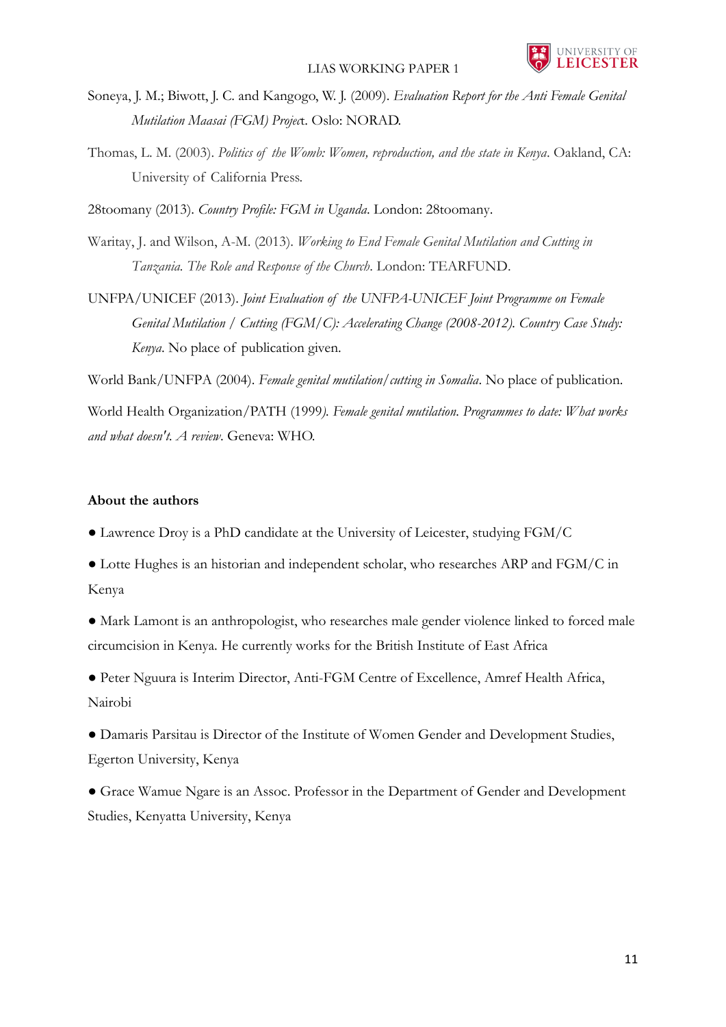Soneya, J. M.; Biwott, J. C. and Kangogo, W. J. (2009). *Evaluation Report for the Anti Female Genital Mutilation Maasai (FGM) Project*. Oslo: NORAD.

Thomas, L. M. (2003). *Politics of the Womb: Women, reproduction, and the state in Kenya*. Oakland, CA: University of California Press.

28toomany (2013). *Country Profile: FGM in Uganda*. London: 28toomany.

Waritay, J. and Wilson, A-M. (2013). *Working to End Female Genital Mutilation and Cutting in Tanzania. The Role and Response of the Church*. London: TEARFUND.

UNFPA/UNICEF (2013). *Joint Evaluation of the UNFPA-UNICEF Joint Programme on Female Genital Mutilation / Cutting (FGM/C): Accelerating Change (2008-2012). Country Case Study: Kenya*. No place of publication given.

World Bank/UNFPA (2004). *Female genital mutilation/cutting in Somalia*. No place of publication.

World Health Organization/PATH (1999). *Female genital mutilation. Programmes to date: What works and what doesn't. A review*. Geneva: WHO.

**About the authors**

- Lawrence Droy is a PhD candidate at the University of Leicester, studying FGM/C
- Lotte Hughes is an historian and independent scholar, who researches ARP and FGM/C in Kenya
- Mark Lamont is an anthropologist, who researches male gender violence linked to forced male circumcision in Kenya. He currently works for the British Institute of East Africa
- Peter Nguura is Interim Director, Anti-FGM Centre of Excellence, Amref Health Africa, Nairobi
- Damaris Parsitau is Director of the Institute of Women Gender and Development Studies, Egerton University, Kenya
- Grace Wamue Ngare is an Assoc. Professor in the Department of Gender and Development Studies, Kenyatta University, Kenya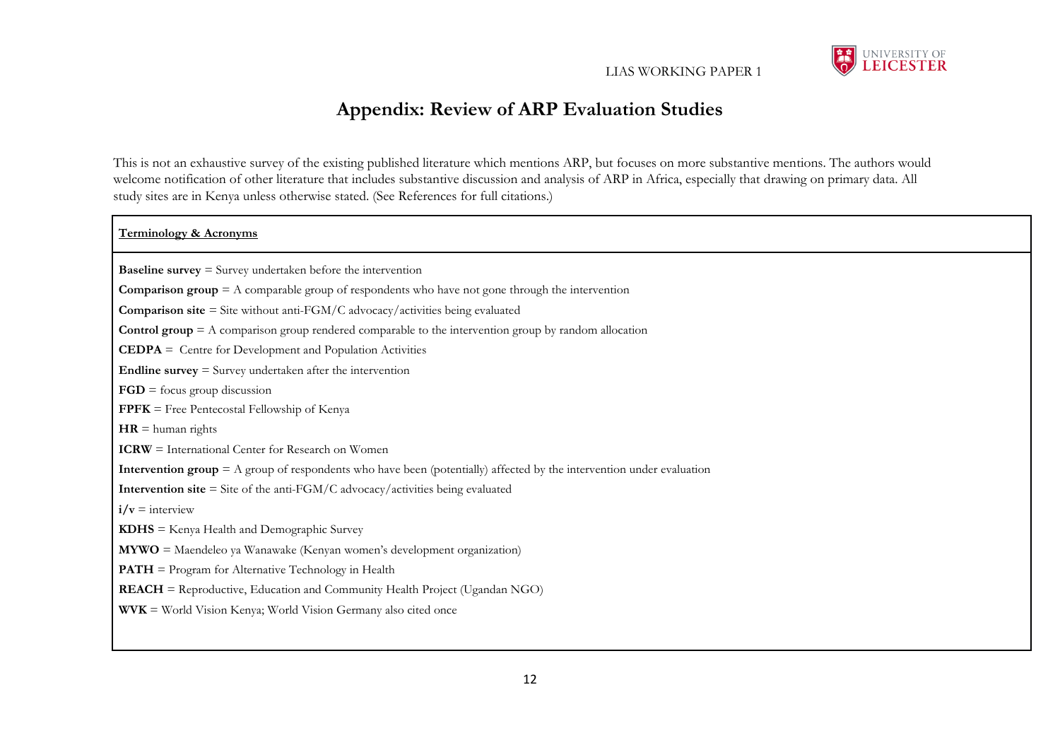# Appendix: Review of ARP Evaluation Studies

This is not an exhaustive survey of the existing published literature which mentions ARP, but focuses on more substantive mentions. The authors would welcome notification of other literature that includes substantive discussion and analysis of ARP in Africa, especially that drawing on primary data. All study sites are in Kenya unless otherwise stated. (See References for full citations.)

| **Terminology & Acronyms** |
|---|
| **Baseline survey** = Survey undertaken before the intervention<br>**Comparison group** = A comparable group of respondents who have not gone through the intervention<br>**Comparison site** = Site without anti-FGM/C advocacy/activities being evaluated<br>**Control group** = A comparison group rendered comparable to the intervention group by random allocation<br>**CEDPA** = Centre for Development and Population Activities<br>**Endline survey** = Survey undertaken after the intervention<br>**FGD** = focus group discussion<br>**FPFK** = Free Pentecostal Fellowship of Kenya<br>**HR** = human rights<br>**ICRW** = International Center for Research on Women<br>**Intervention group** = A group of respondents who have been (potentially) affected by the intervention under evaluation<br>**Intervention site** = Site of the anti-FGM/C advocacy/activities being evaluated<br>**i/v** = interview<br>**KDHS** = Kenya Health and Demographic Survey<br>**MYWO** = Maendeleo ya Wanawake (Kenyan women's development organization)<br>**PATH** = Program for Alternative Technology in Health<br>**REACH** = Reproductive, Education and Community Health Project (Ugandan NGO)<br>**WVK** = World Vision Kenya; World Vision Germany also cited once |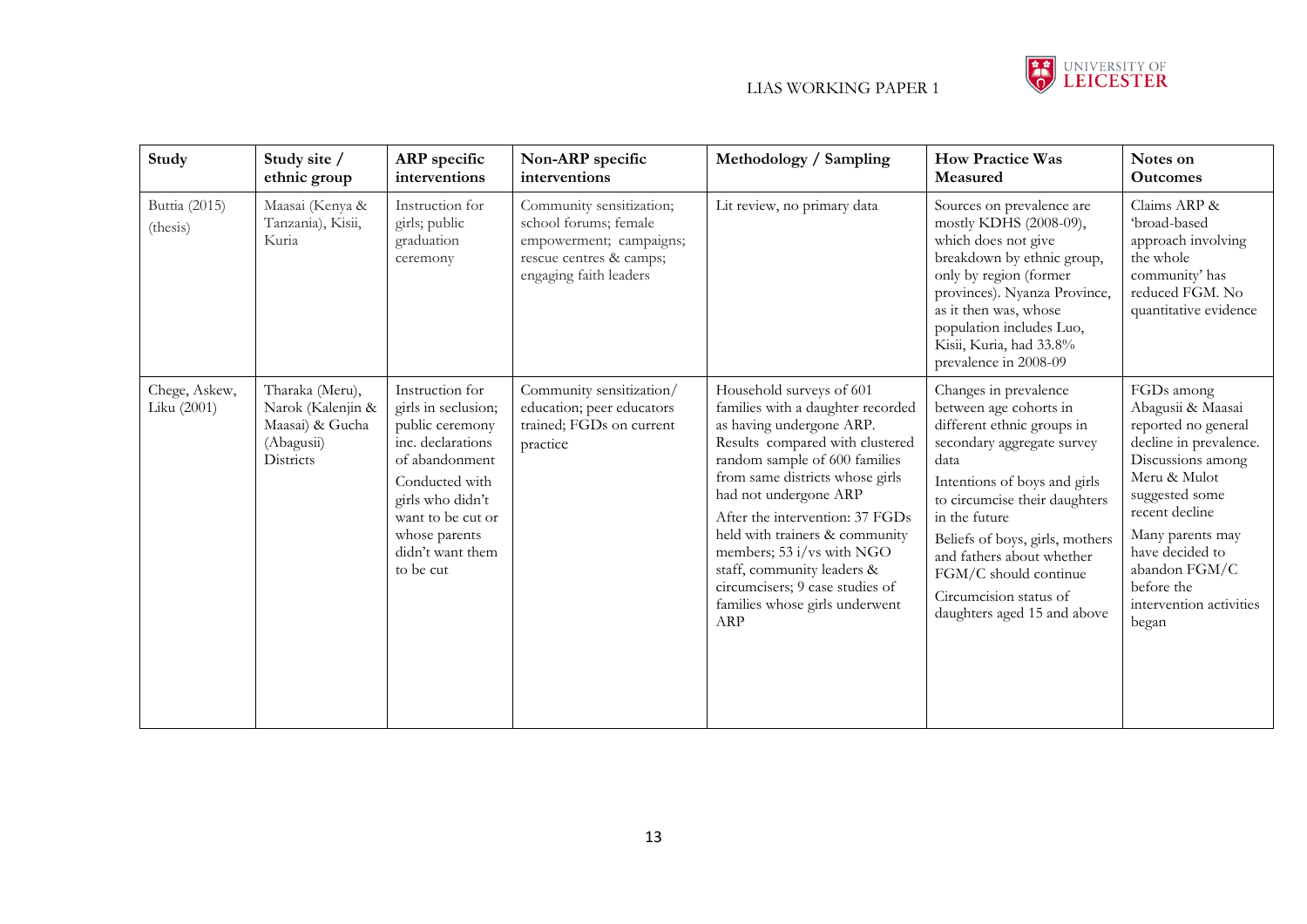| Study | Study site / ethnic group | ARP specific interventions | Non-ARP specific interventions | Methodology / Sampling | How Practice Was Measured | Notes on Outcomes |
|---|---|---|---|---|---|---|
| Buttia (2015) (thesis) | Maasai (Kenya & Tanzania), Kisii, Kuria | Instruction for girls; public graduation ceremony | Community sensitization; school forums; female empowerment; campaigns; rescue centres & camps; engaging faith leaders | Lit review, no primary data | Sources on prevalence are mostly KDHS (2008-09), which does not give breakdown by ethnic group, only by region (former provinces). Nyanza Province, as it then was, whose population includes Luo, Kisii, Kuria, had 33.8% prevalence in 2008-09 | Claims ARP & 'broad-based approach involving the whole community' has reduced FGM. No quantitative evidence |
| Chege, Askew, Liku (2001) | Tharaka (Meru), Narok (Kalenjin & Maasai) & Gucha (Abagusii) Districts | Instruction for girls in seclusion; public ceremony inc. declarations of abandonment<br>Conducted with girls who didn't want to be cut or whose parents didn't want them to be cut | Community sensitization/ education; peer educators trained; FGDs on current practice | Household surveys of 601 families with a daughter recorded as having undergone ARP. Results compared with clustered random sample of 600 families from same districts whose girls had not undergone ARP<br>After the intervention: 37 FGDs held with trainers & community members; 53 i/vs with NGO staff, community leaders & circumcisers; 9 case studies of families whose girls underwent ARP | Changes in prevalence between age cohorts in different ethnic groups in secondary aggregate survey data<br>Intentions of boys and girls to circumcise their daughters in the future<br>Beliefs of boys, girls, mothers and fathers about whether FGM/C should continue<br>Circumcision status of daughters aged 15 and above | FGDs among Abagusii & Maasai reported no general decline in prevalence. Discussions among Meru & Mulot suggested some recent decline<br>Many parents may have decided to abandon FGM/C before the intervention activities began |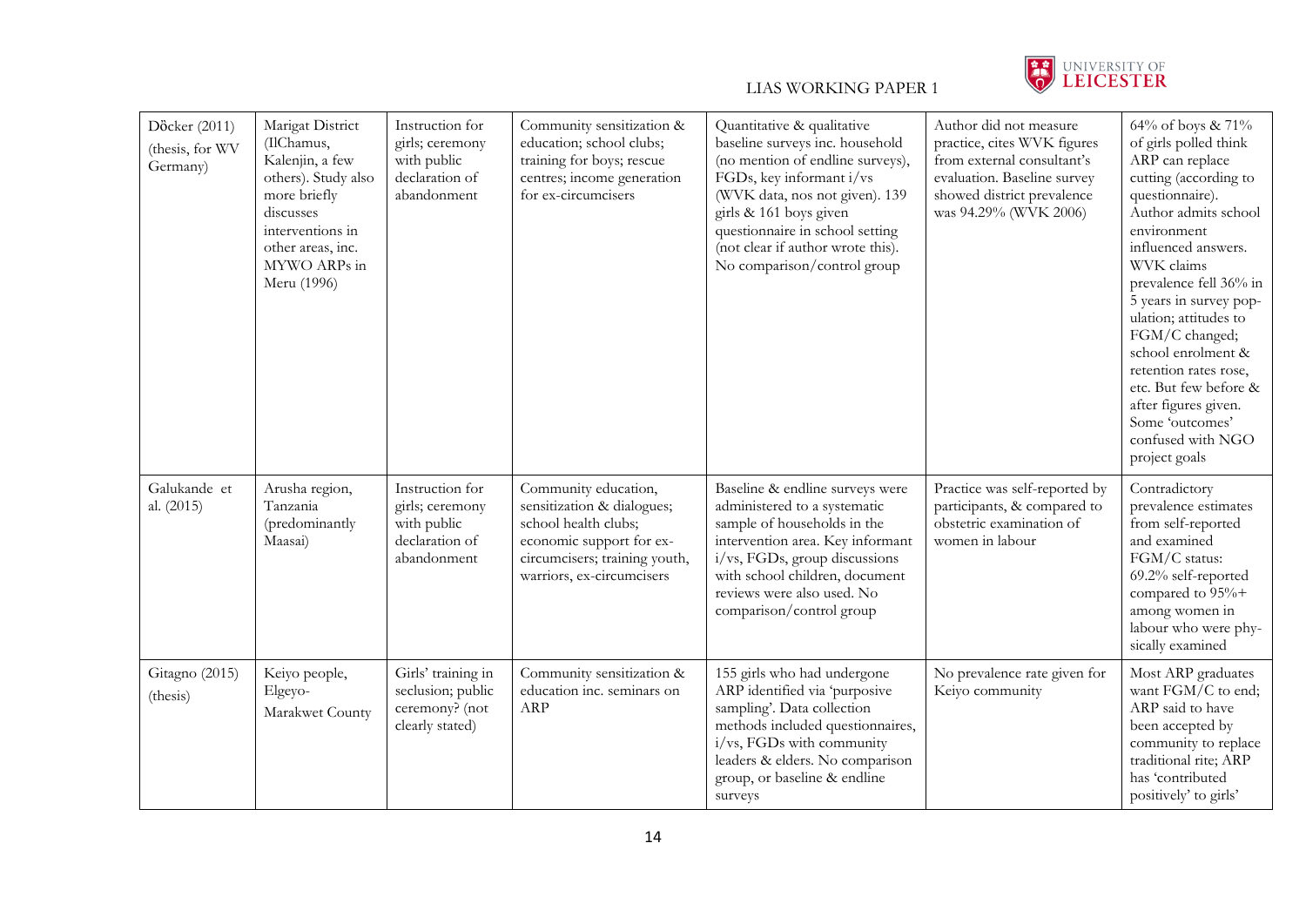| Döcker (2011) (thesis, for WV Germany) | Marigat District (IlChamus, Kalenjin, a few others). Study also more briefly discusses interventions in other areas, inc. MYWO ARPs in Meru (1996) | Instruction for girls; ceremony with public declaration of abandonment | Community sensitization & education; school clubs; training for boys; rescue centres; income generation for ex-circumcisers | Quantitative & qualitative baseline surveys inc. household (no mention of endline surveys), FGDs, key informant i/vs (WVK data, nos not given). 139 girls & 161 boys given questionnaire in school setting (not clear if author wrote this). No comparison/control group | Author did not measure practice, cites WVK figures from external consultant's evaluation. Baseline survey showed district prevalence was 94.29% (WVK 2006) | 64% of boys & 71% of girls polled think ARP can replace cutting (according to questionnaire). Author admits school environment influenced answers. WVK claims prevalence fell 36% in 5 years in survey population; attitudes to FGM/C changed; school enrolment & retention rates rose, etc. But few before & after figures given. Some 'outcomes' confused with NGO project goals |
|---|---|---|---|---|---|---|
| Galukande et al. (2015) | Arusha region, Tanzania (predominantly Maasai) | Instruction for girls; ceremony with public declaration of abandonment | Community education, sensitization & dialogues; school health clubs; economic support for ex-circumcisers; training youth, warriors, ex-circumcisers | Baseline & endline surveys were administered to a systematic sample of households in the intervention area. Key informant i/vs, FGDs, group discussions with school children, document reviews were also used. No comparison/control group | Practice was self-reported by participants, & compared to obstetric examination of women in labour | Contradictory prevalence estimates from self-reported and examined FGM/C status: 69.2% self-reported compared to 95%+ among women in labour who were physically examined |
| Gitagno (2015) (thesis) | Keiyo people, Elgeyo-Marakwet County | Girls' training in seclusion; public ceremony? (not clearly stated) | Community sensitization & education inc. seminars on ARP | 155 girls who had undergone ARP identified via 'purposive sampling'. Data collection methods included questionnaires, i/vs, FGDs with community leaders & elders. No comparison group, or baseline & endline surveys | No prevalence rate given for Keiyo community | Most ARP graduates want FGM/C to end; ARP said to have been accepted by community to replace traditional rite; ARP has 'contributed positively' to girls' |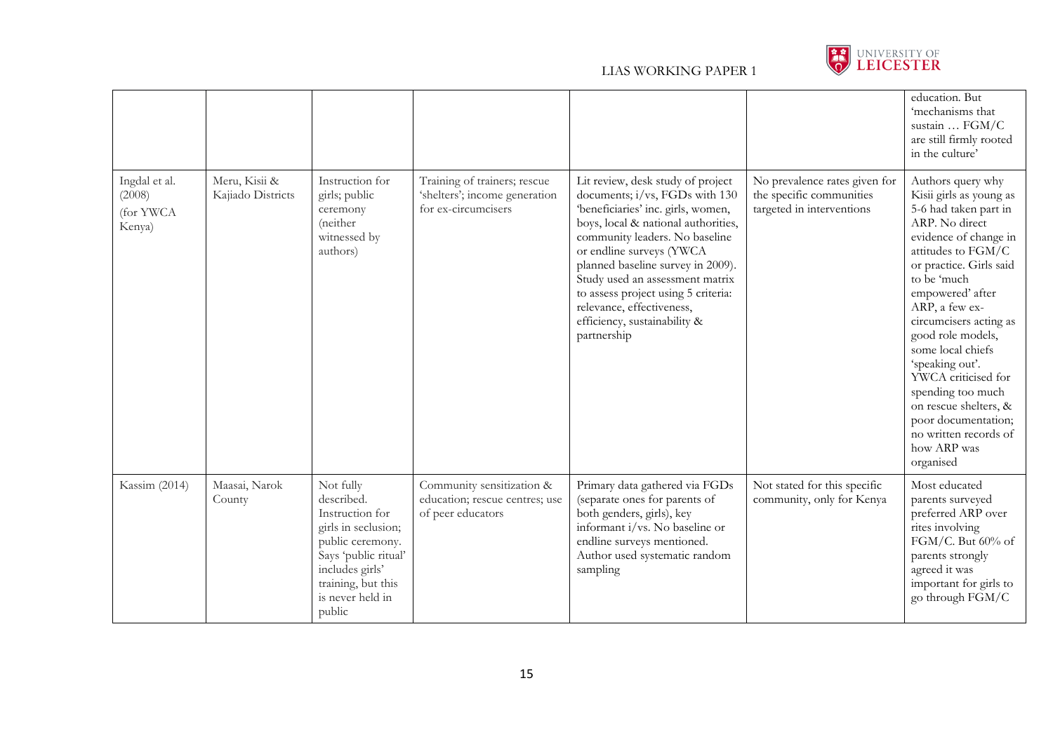| | | | | | | |
|---|---|---|---|---|---|---|
| | | | | | | education. But 'mechanisms that sustain … FGM/C are still firmly rooted in the culture' |
| Ingdal et al. (2008) (for YWCA Kenya) | Meru, Kisii & Kajiado Districts | Instruction for girls; public ceremony (neither witnessed by authors) | Training of trainers; rescue 'shelters'; income generation for ex-circumcisers | Lit review, desk study of project documents; i/vs, FGDs with 130 'beneficiaries' inc. girls, women, boys, local & national authorities, community leaders. No baseline or endline surveys (YWCA planned baseline survey in 2009). Study used an assessment matrix to assess project using 5 criteria: relevance, effectiveness, efficiency, sustainability & partnership | No prevalence rates given for the specific communities targeted in interventions | Authors query why Kisii girls as young as 5-6 had taken part in ARP. No direct evidence of change in attitudes to FGM/C or practice. Girls said to be 'much empowered' after ARP, a few ex-circumcisers acting as good role models, some local chiefs 'speaking out'. YWCA criticised for spending too much on rescue shelters, & poor documentation; no written records of how ARP was organised |
| Kassim (2014) | Maasai, Narok County | Not fully described. Instruction for girls in seclusion; public ceremony. Says 'public ritual' includes girls' training, but this is never held in public | Community sensitization & education; rescue centres; use of peer educators | Primary data gathered via FGDs (separate ones for parents of both genders, girls), key informant i/vs. No baseline or endline surveys mentioned. Author used systematic random sampling | Not stated for this specific community, only for Kenya | Most educated parents surveyed preferred ARP over rites involving FGM/C. But 60% of parents strongly agreed it was important for girls to go through FGM/C |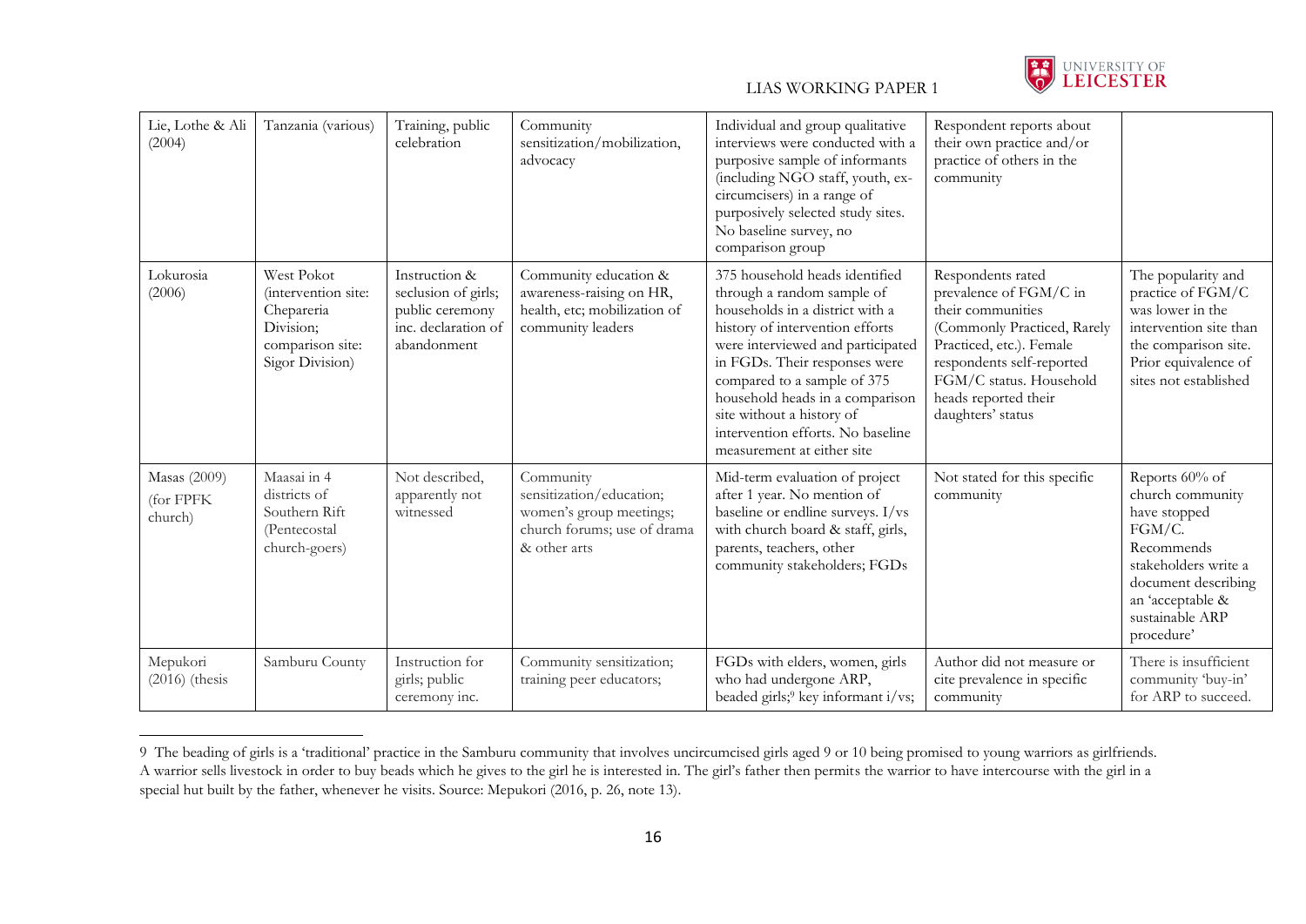| Lie, Lothe & Ali (2004) | Tanzania (various) | Training, public celebration | Community sensitization/mobilization, advocacy | Individual and group qualitative interviews were conducted with a purposive sample of informants (including NGO staff, youth, ex-circumcisers) in a range of purposively selected study sites. No baseline survey, no comparison group | Respondent reports about their own practice and/or practice of others in the community | |
|---|---|---|---|---|---|---|
| Lokurosia (2006) | West Pokot (intervention site: Chepareria Division; comparison site: Sigor Division) | Instruction & seclusion of girls; public ceremony inc. declaration of abandonment | Community education & awareness-raising on HR, health, etc; mobilization of community leaders | 375 household heads identified through a random sample of households in a district with a history of intervention efforts were interviewed and participated in FGDs. Their responses were compared to a sample of 375 household heads in a comparison site without a history of intervention efforts. No baseline measurement at either site | Respondents rated prevalence of FGM/C in their communities (Commonly Practiced, Rarely Practiced, etc.). Female respondents self-reported FGM/C status. Household heads reported their daughters' status | The popularity and practice of FGM/C was lower in the intervention site than the comparison site. Prior equivalence of sites not established |
| Masas (2009) (for FPFK church) | Maasai in 4 districts of Southern Rift (Pentecostal church-goers) | Not described, apparently not witnessed | Community sensitization/education; women's group meetings; church forums; use of drama & other arts | Mid-term evaluation of project after 1 year. No mention of baseline or endline surveys. I/vs with church board & staff, girls, parents, teachers, other community stakeholders; FGDs | Not stated for this specific community | Reports 60% of church community have stopped FGM/C. Recommends stakeholders write a document describing an 'acceptable & sustainable ARP procedure' |
| Mepukori (2016) (thesis | Samburu County | Instruction for girls; public ceremony inc. | Community sensitization; training peer educators; | FGDs with elders, women, girls who had undergone ARP, beaded girls;[9] key informant i/vs; | Author did not measure or cite prevalence in specific community | There is insufficient community 'buy-in' for ARP to succeed. |

[9] The beading of girls is a 'traditional' practice in the Samburu community that involves uncircumcised girls aged 9 or 10 being promised to young warriors as girlfriends. A warrior sells livestock in order to buy beads which he gives to the girl he is interested in. The girl's father then permits the warrior to have intercourse with the girl in a special hut built by the father, whenever he visits. Source: Mepukori (2016, p. 26, note 13).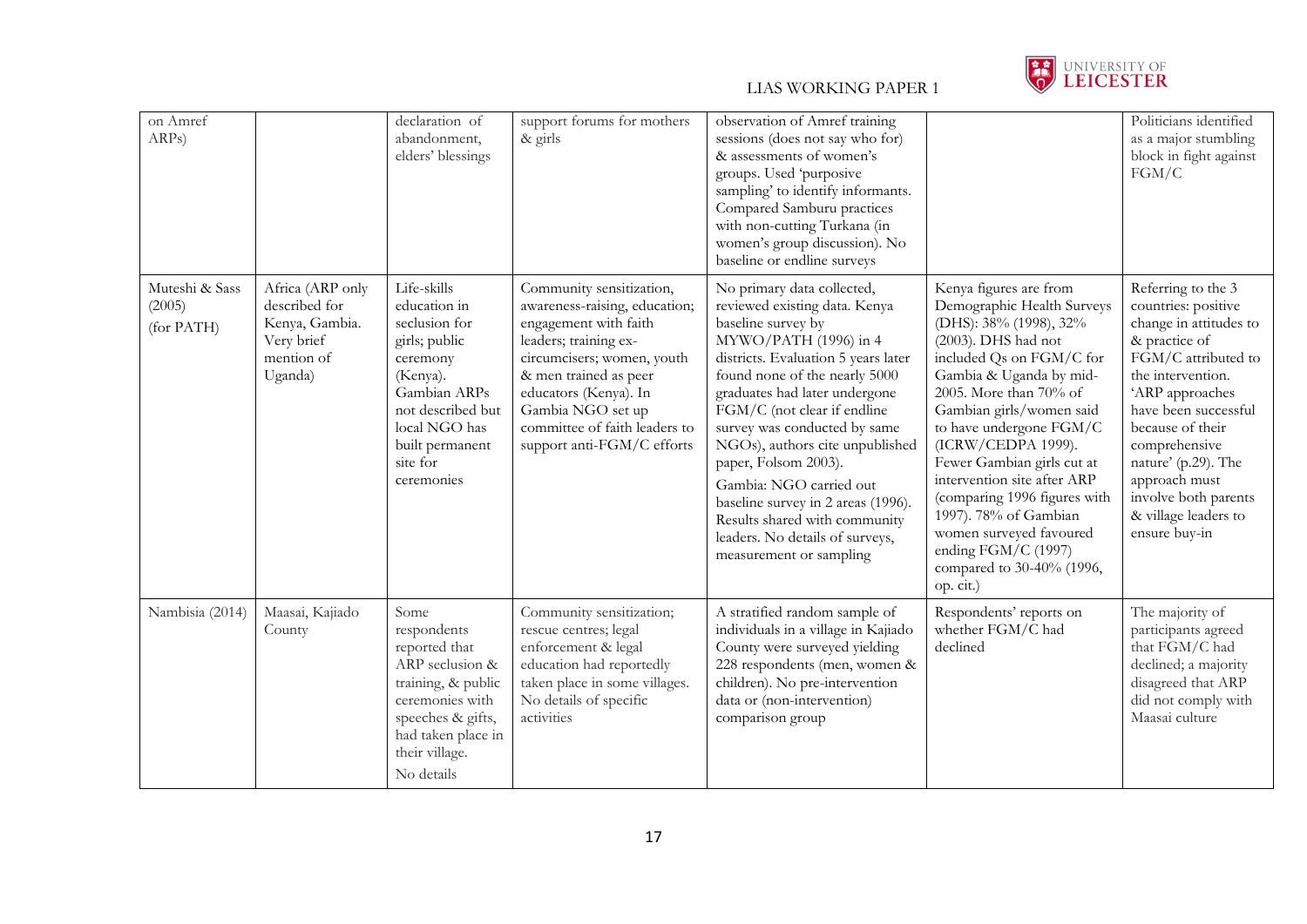| on Amref ARPs) | | declaration of abandonment, elders' blessings | support forums for mothers & girls | observation of Amref training sessions (does not say who for) & assessments of women's groups. Used 'purposive sampling' to identify informants. Compared Samburu practices with non-cutting Turkana (in women's group discussion). No baseline or endline surveys | | Politicians identified as a major stumbling block in fight against FGM/C |
|---|---|---|---|---|---|---|
| Muteshi & Sass (2005) (for PATH) | Africa (ARP only described for Kenya, Gambia. Very brief mention of Uganda) | Life-skills education in seclusion for girls; public ceremony (Kenya). Gambian ARPs not described but local NGO has built permanent site for ceremonies | Community sensitization, awareness-raising, education; engagement with faith leaders; training ex-circumcisers; women, youth & men trained as peer educators (Kenya). In Gambia NGO set up committee of faith leaders to support anti-FGM/C efforts | No primary data collected, reviewed existing data. Kenya baseline survey by MYWO/PATH (1996) in 4 districts. Evaluation 5 years later found none of the nearly 5000 graduates had later undergone FGM/C (not clear if endline survey was conducted by same NGOs), authors cite unpublished paper, Folsom 2003). Gambia: NGO carried out baseline survey in 2 areas (1996). Results shared with community leaders. No details of surveys, measurement or sampling | Kenya figures are from Demographic Health Surveys (DHS): 38% (1998), 32% (2003). DHS had not included Qs on FGM/C for Gambia & Uganda by mid-2005. More than 70% of Gambian girls/women said to have undergone FGM/C (ICRW/CEDPA 1999). Fewer Gambian girls cut at intervention site after ARP (comparing 1996 figures with 1997). 78% of Gambian women surveyed favoured ending FGM/C (1997) compared to 30-40% (1996, op. cit.) | Referring to the 3 countries: positive change in attitudes to & practice of FGM/C attributed to the intervention. 'ARP approaches have been successful because of their comprehensive nature' (p.29). The approach must involve both parents & village leaders to ensure buy-in |
| Nambisia (2014) | Maasai, Kajiado County | Some respondents reported that ARP seclusion & training, & public ceremonies with speeches & gifts, had taken place in their village. No details | Community sensitization; rescue centres; legal enforcement & legal education had reportedly taken place in some villages. No details of specific activities | A stratified random sample of individuals in a village in Kajiado County were surveyed yielding 228 respondents (men, women & children). No pre-intervention data or (non-intervention) comparison group | Respondents' reports on whether FGM/C had declined | The majority of participants agreed that FGM/C had declined; a majority disagreed that ARP did not comply with Maasai culture |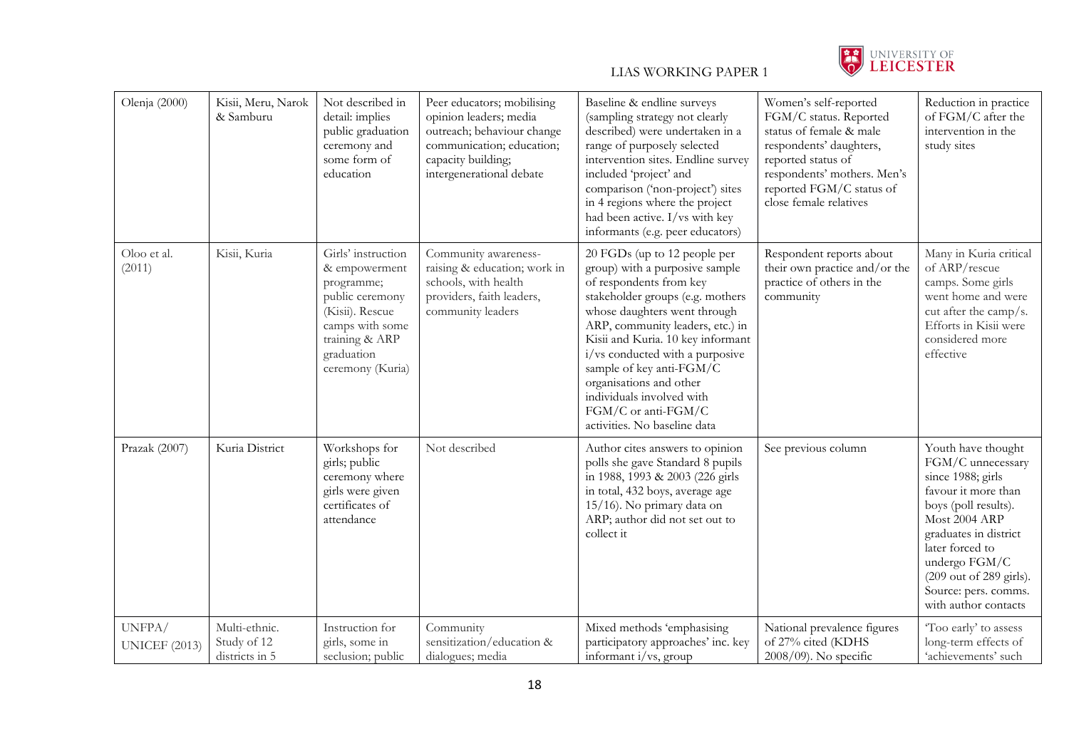| Olenja (2000) | Kisii, Meru, Narok & Samburu | Not described in detail: implies public graduation ceremony and some form of education | Peer educators; mobilising opinion leaders; media outreach; behaviour change communication; education; capacity building; intergenerational debate | Baseline & endline surveys (sampling strategy not clearly described) were undertaken in a range of purposely selected intervention sites. Endline survey included 'project' and comparison ('non-project') sites in 4 regions where the project had been active. I/vs with key informants (e.g. peer educators) | Women's self-reported FGM/C status. Reported status of female & male respondents' daughters, reported status of respondents' mothers. Men's reported FGM/C status of close female relatives | Reduction in practice of FGM/C after the intervention in the study sites |
|---|---|---|---|---|---|---|
| Oloo et al. (2011) | Kisii, Kuria | Girls' instruction & empowerment programme; public ceremony (Kisii). Rescue camps with some training & ARP graduation ceremony (Kuria) | Community awareness-raising & education; work in schools, with health providers, faith leaders, community leaders | 20 FGDs (up to 12 people per group) with a purposive sample of respondents from key stakeholder groups (e.g. mothers whose daughters went through ARP, community leaders, etc.) in Kisii and Kuria. 10 key informant i/vs conducted with a purposive sample of key anti-FGM/C organisations and other individuals involved with FGM/C or anti-FGM/C activities. No baseline data | Respondent reports about their own practice and/or the practice of others in the community | Many in Kuria critical of ARP/rescue camps. Some girls went home and were cut after the camp/s. Efforts in Kisii were considered more effective |
| Prazak (2007) | Kuria District | Workshops for girls; public ceremony where girls were given certificates of attendance | Not described | Author cites answers to opinion polls she gave Standard 8 pupils in 1988, 1993 & 2003 (226 girls in total, 432 boys, average age 15/16). No primary data on ARP; author did not set out to collect it | See previous column | Youth have thought FGM/C unnecessary since 1988; girls favour it more than boys (poll results). Most 2004 ARP graduates in district later forced to undergo FGM/C (209 out of 289 girls). Source: pers. comms. with author contacts |
| UNFPA/ UNICEF (2013) | Multi-ethnic. Study of 12 districts in 5 | Instruction for girls, some in seclusion; public | Community sensitization/education & dialogues; media | Mixed methods 'emphasising participatory approaches' inc. key informant i/vs, group | National prevalence figures of 27% cited (KDHS 2008/09). No specific | 'Too early' to assess long-term effects of 'achievements' such |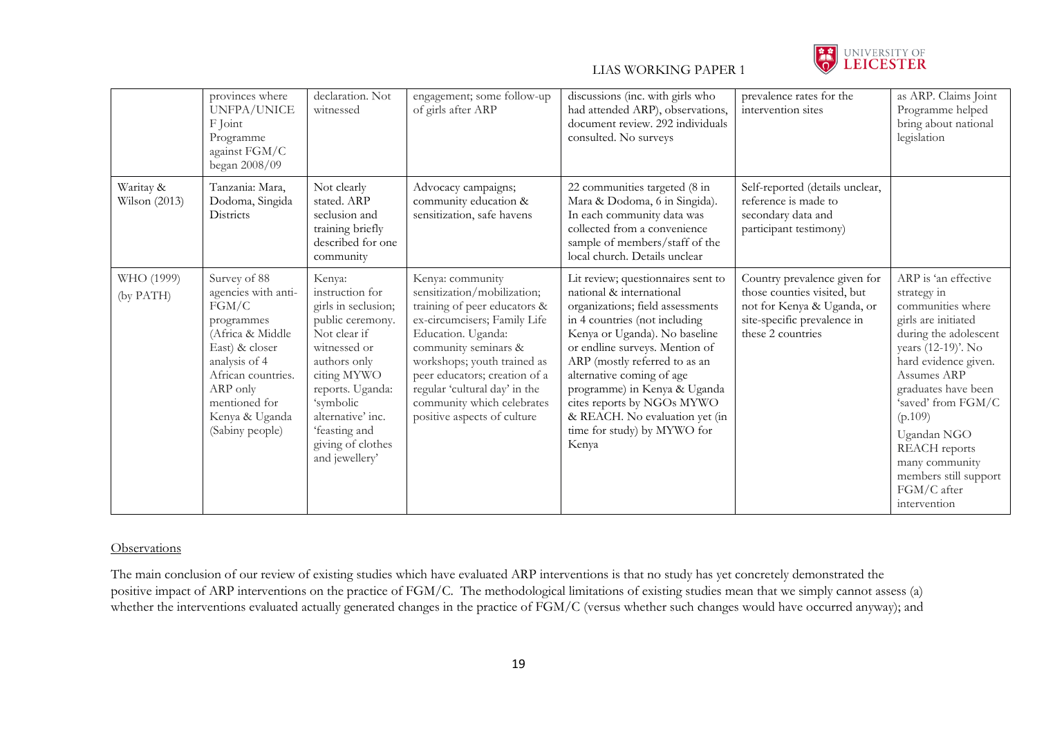| | provinces where UNFPA/UNICEF Joint Programme against FGM/C began 2008/09 | declaration. Not witnessed | engagement; some follow-up of girls after ARP | discussions (inc. with girls who had attended ARP), observations, document review. 292 individuals consulted. No surveys | prevalence rates for the intervention sites | as ARP. Claims Joint Programme helped bring about national legislation |
|---|---|---|---|---|---|---|
| Waritay & Wilson (2013) | Tanzania: Mara, Dodoma, Singida Districts | Not clearly stated. ARP seclusion and training briefly described for one community | Advocacy campaigns; community education & sensitization, safe havens | 22 communities targeted (8 in Mara & Dodoma, 6 in Singida). In each community data was collected from a convenience sample of members/staff of the local church. Details unclear | Self-reported (details unclear, reference is made to secondary data and participant testimony) | |
| WHO (1999) (by PATH) | Survey of 88 agencies with anti-FGM/C programmes (Africa & Middle East) & closer analysis of 4 African countries. ARP only mentioned for Kenya & Uganda (Sabiny people) | Kenya: instruction for girls in seclusion; public ceremony. Not clear if witnessed or authors only citing MYWO reports. Uganda: 'symbolic alternative' inc. 'feasting and giving of clothes and jewellery' | Kenya: community sensitization/mobilization; training of peer educators & ex-circumcisers; Family Life Education. Uganda: community seminars & workshops; youth trained as peer educators; creation of a regular 'cultural day' in the community which celebrates positive aspects of culture | Lit review; questionnaires sent to national & international organizations; field assessments in 4 countries (not including Kenya or Uganda). No baseline or endline surveys. Mention of ARP (mostly referred to as an alternative coming of age programme) in Kenya & Uganda cites reports by NGOs MYWO & REACH. No evaluation yet (in time for study) by MYWO for Kenya | Country prevalence given for those counties visited, but not for Kenya & Uganda, or site-specific prevalence in these 2 countries | ARP is 'an effective strategy in communities where girls are initiated during the adolescent years (12-19)'. No hard evidence given. Assumes ARP graduates have been 'saved' from FGM/C (p.109)<br><br>Ugandan NGO REACH reports many community members still support FGM/C after intervention |

<u>Observations</u>

The main conclusion of our review of existing studies which have evaluated ARP interventions is that no study has yet concretely demonstrated the positive impact of ARP interventions on the practice of FGM/C. The methodological limitations of existing studies mean that we simply cannot assess (a) whether the interventions evaluated actually generated changes in the practice of FGM/C (versus whether such changes would have occurred anyway); and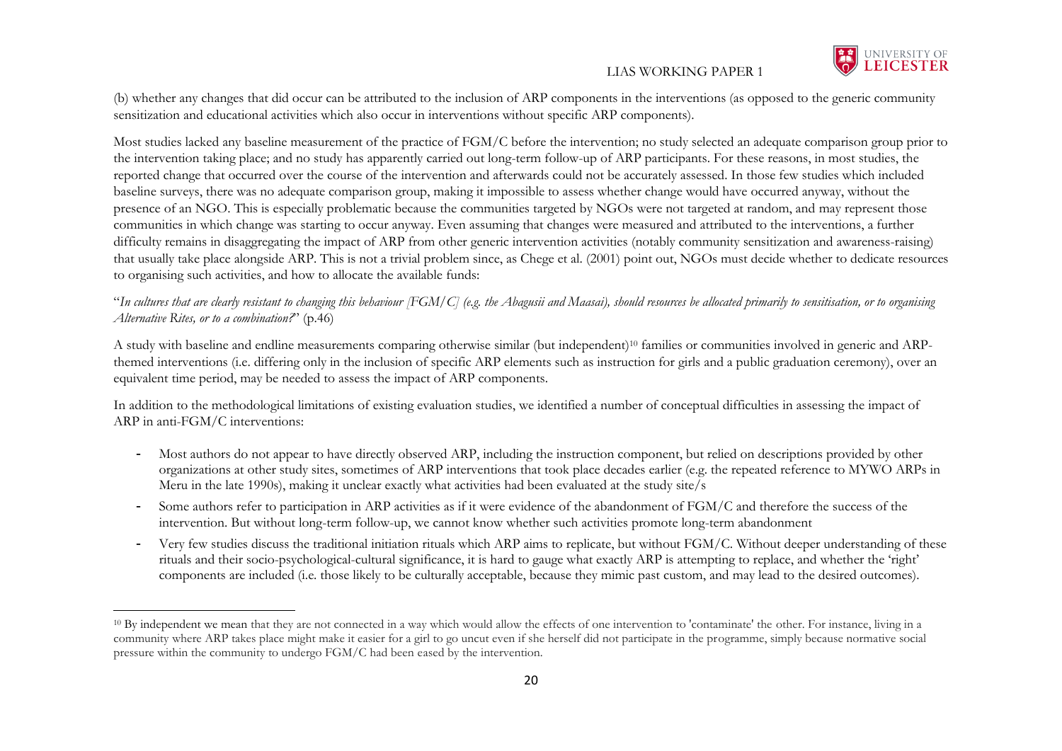(b) whether any changes that did occur can be attributed to the inclusion of ARP components in the interventions (as opposed to the generic community sensitization and educational activities which also occur in interventions without specific ARP components).

Most studies lacked any baseline measurement of the practice of FGM/C before the intervention; no study selected an adequate comparison group prior to the intervention taking place; and no study has apparently carried out long-term follow-up of ARP participants. For these reasons, in most studies, the reported change that occurred over the course of the intervention and afterwards could not be accurately assessed. In those few studies which included baseline surveys, there was no adequate comparison group, making it impossible to assess whether change would have occurred anyway, without the presence of an NGO. This is especially problematic because the communities targeted by NGOs were not targeted at random, and may represent those communities in which change was starting to occur anyway. Even assuming that changes were measured and attributed to the interventions, a further difficulty remains in disaggregating the impact of ARP from other generic intervention activities (notably community sensitization and awareness-raising) that usually take place alongside ARP. This is not a trivial problem since, as Chege et al. (2001) point out, NGOs must decide whether to dedicate resources to organising such activities, and how to allocate the available funds:

"*In cultures that are clearly resistant to changing this behaviour [FGM/C] (e.g. the Abagusii and Maasai), should resources be allocated primarily to sensitisation, or to organising Alternative Rites, or to a combination?*" (p.46)

A study with baseline and endline measurements comparing otherwise similar (but independent)[10] families or communities involved in generic and ARP-themed interventions (i.e. differing only in the inclusion of specific ARP elements such as instruction for girls and a public graduation ceremony), over an equivalent time period, may be needed to assess the impact of ARP components.

In addition to the methodological limitations of existing evaluation studies, we identified a number of conceptual difficulties in assessing the impact of ARP in anti-FGM/C interventions:

- Most authors do not appear to have directly observed ARP, including the instruction component, but relied on descriptions provided by other organizations at other study sites, sometimes of ARP interventions that took place decades earlier (e.g. the repeated reference to MYWO ARPs in Meru in the late 1990s), making it unclear exactly what activities had been evaluated at the study site/s
- Some authors refer to participation in ARP activities as if it were evidence of the abandonment of FGM/C and therefore the success of the intervention. But without long-term follow-up, we cannot know whether such activities promote long-term abandonment
- Very few studies discuss the traditional initiation rituals which ARP aims to replicate, but without FGM/C. Without deeper understanding of these rituals and their socio-psychological-cultural significance, it is hard to gauge what exactly ARP is attempting to replace, and whether the 'right' components are included (i.e. those likely to be culturally acceptable, because they mimic past custom, and may lead to the desired outcomes).

[10] By independent we mean that they are not connected in a way which would allow the effects of one intervention to 'contaminate' the other. For instance, living in a community where ARP takes place might make it easier for a girl to go uncut even if she herself did not participate in the programme, simply because normative social pressure within the community to undergo FGM/C had been eased by the intervention.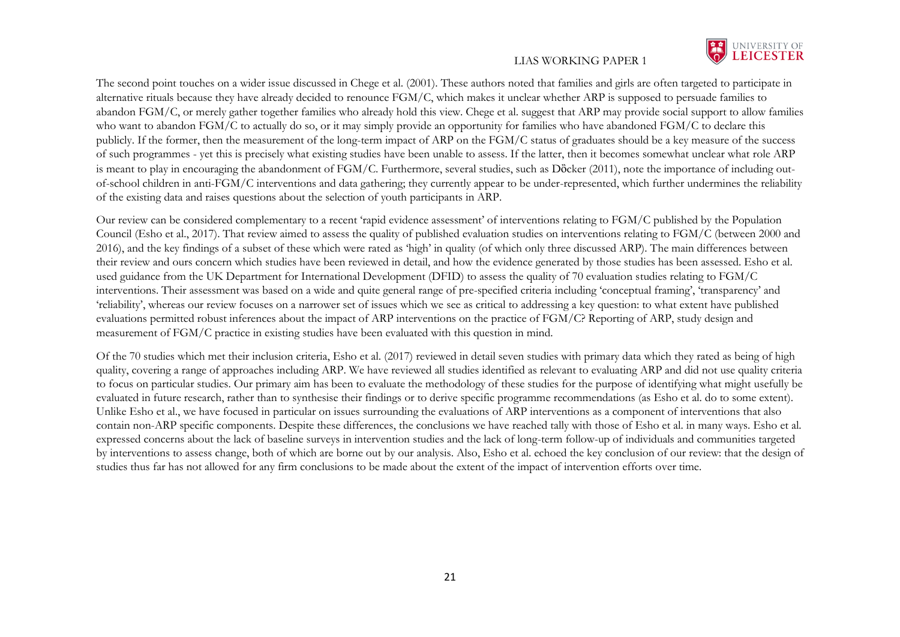The second point touches on a wider issue discussed in Chege et al. (2001). These authors noted that families and girls are often targeted to participate in alternative rituals because they have already decided to renounce FGM/C, which makes it unclear whether ARP is supposed to persuade families to abandon FGM/C, or merely gather together families who already hold this view. Chege et al. suggest that ARP may provide social support to allow families who want to abandon FGM/C to actually do so, or it may simply provide an opportunity for families who have abandoned FGM/C to declare this publicly. If the former, then the measurement of the long-term impact of ARP on the FGM/C status of graduates should be a key measure of the success of such programmes - yet this is precisely what existing studies have been unable to assess. If the latter, then it becomes somewhat unclear what role ARP is meant to play in encouraging the abandonment of FGM/C. Furthermore, several studies, such as Dӧcker (2011), note the importance of including out-of-school children in anti-FGM/C interventions and data gathering; they currently appear to be under-represented, which further undermines the reliability of the existing data and raises questions about the selection of youth participants in ARP.

Our review can be considered complementary to a recent 'rapid evidence assessment' of interventions relating to FGM/C published by the Population Council (Esho et al., 2017). That review aimed to assess the quality of published evaluation studies on interventions relating to FGM/C (between 2000 and 2016), and the key findings of a subset of these which were rated as 'high' in quality (of which only three discussed ARP). The main differences between their review and ours concern which studies have been reviewed in detail, and how the evidence generated by those studies has been assessed. Esho et al. used guidance from the UK Department for International Development (DFID) to assess the quality of 70 evaluation studies relating to FGM/C interventions. Their assessment was based on a wide and quite general range of pre-specified criteria including 'conceptual framing', 'transparency' and 'reliability', whereas our review focuses on a narrower set of issues which we see as critical to addressing a key question: to what extent have published evaluations permitted robust inferences about the impact of ARP interventions on the practice of FGM/C? Reporting of ARP, study design and measurement of FGM/C practice in existing studies have been evaluated with this question in mind.

Of the 70 studies which met their inclusion criteria, Esho et al. (2017) reviewed in detail seven studies with primary data which they rated as being of high quality, covering a range of approaches including ARP. We have reviewed all studies identified as relevant to evaluating ARP and did not use quality criteria to focus on particular studies. Our primary aim has been to evaluate the methodology of these studies for the purpose of identifying what might usefully be evaluated in future research, rather than to synthesise their findings or to derive specific programme recommendations (as Esho et al. do to some extent). Unlike Esho et al., we have focused in particular on issues surrounding the evaluations of ARP interventions as a component of interventions that also contain non-ARP specific components. Despite these differences, the conclusions we have reached tally with those of Esho et al. in many ways. Esho et al. expressed concerns about the lack of baseline surveys in intervention studies and the lack of long-term follow-up of individuals and communities targeted by interventions to assess change, both of which are borne out by our analysis. Also, Esho et al. echoed the key conclusion of our review: that the design of studies thus far has not allowed for any firm conclusions to be made about the extent of the impact of intervention efforts over time.